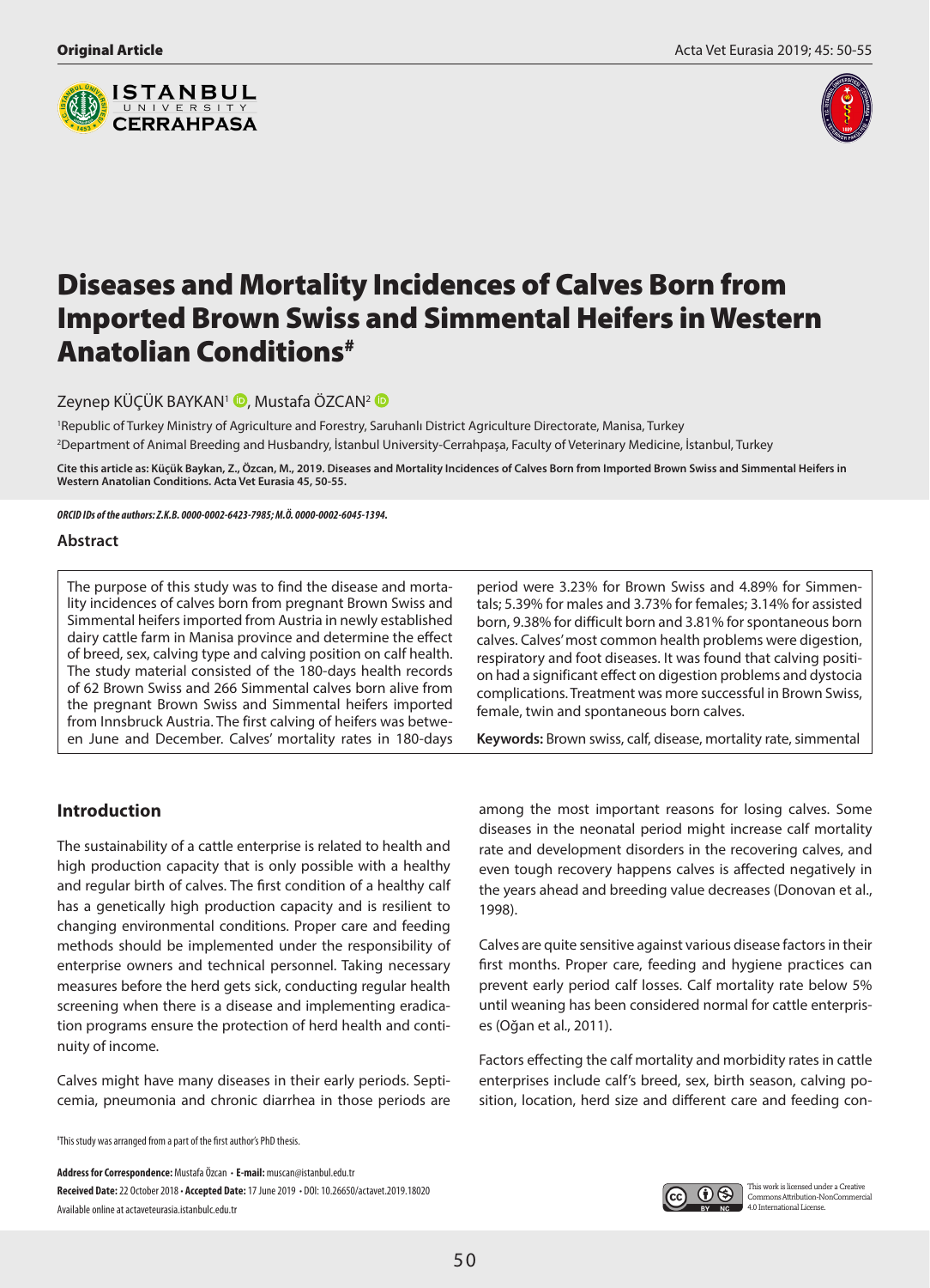Original Article

# Diseases and Mortality Incidences of Calves Born from Imported Brown Swiss and Simmental Heifers in Western Anatolian Conditions[#]

Zeynep KÜÇÜK BAYKAN[1], Mustafa ÖZCAN[2]

[1]Republic of Turkey Ministry of Agriculture and Forestry, Saruhanlı District Agriculture Directorate, Manisa, Turkey

[2]Department of Animal Breeding and Husbandry, İstanbul University-Cerrahpaşa, Faculty of Veterinary Medicine, İstanbul, Turkey

**Cite this article as: Küçük Baykan, Z., Özcan, M., 2019. Diseases and Mortality Incidences of Calves Born from Imported Brown Swiss and Simmental Heifers in Western Anatolian Conditions. Acta Vet Eurasia 45, 50-55.**

***ORCID IDs of the authors: Z.K.B. 0000-0002-6423-7985; M.Ö. 0000-0002-6045-1394.***

### Abstract

The purpose of this study was to find the disease and mortality incidences of calves born from pregnant Brown Swiss and Simmental heifers imported from Austria in newly established dairy cattle farm in Manisa province and determine the effect of breed, sex, calving type and calving position on calf health. The study material consisted of the 180-days health records of 62 Brown Swiss and 266 Simmental calves born alive from the pregnant Brown Swiss and Simmental heifers imported from Innsbruck Austria. The first calving of heifers was between June and December. Calves' mortality rates in 180-days period were 3.23% for Brown Swiss and 4.89% for Simmentals; 5.39% for males and 3.73% for females; 3.14% for assisted born, 9.38% for difficult born and 3.81% for spontaneous born calves. Calves' most common health problems were digestion, respiratory and foot diseases. It was found that calving position had a significant effect on digestion problems and dystocia complications. Treatment was more successful in Brown Swiss, female, twin and spontaneous born calves.

**Keywords:** Brown swiss, calf, disease, mortality rate, simmental

## Introduction

The sustainability of a cattle enterprise is related to health and high production capacity that is only possible with a healthy and regular birth of calves. The first condition of a healthy calf has a genetically high production capacity and is resilient to changing environmental conditions. Proper care and feeding methods should be implemented under the responsibility of enterprise owners and technical personnel. Taking necessary measures before the herd gets sick, conducting regular health screening when there is a disease and implementing eradication programs ensure the protection of herd health and continuity of income.

Calves might have many diseases in their early periods. Septicemia, pneumonia and chronic diarrhea in those periods are among the most important reasons for losing calves. Some diseases in the neonatal period might increase calf mortality rate and development disorders in the recovering calves, and even tough recovery happens calves is affected negatively in the years ahead and breeding value decreases (Donovan et al., 1998).

Calves are quite sensitive against various disease factors in their first months. Proper care, feeding and hygiene practices can prevent early period calf losses. Calf mortality rate below 5% until weaning has been considered normal for cattle enterprises (Oğan et al., 2011).

Factors effecting the calf mortality and morbidity rates in cattle enterprises include calf's breed, sex, birth season, calving position, location, herd size and different care and feeding con-

[#]This study was arranged from a part of the first author's PhD thesis.

**Address for Correspondence:** Mustafa Özcan • **E-mail:** muscan@istanbul.edu.tr

**Received Date:** 22 October 2018 • **Accepted Date:** 17 June 2019 • DOI: 10.26650/actavet.2019.18020

Available online at actaveteurasia.istanbulc.edu.tr

This work is licensed under a Creative Commons Attribution-NonCommercial 4.0 International License.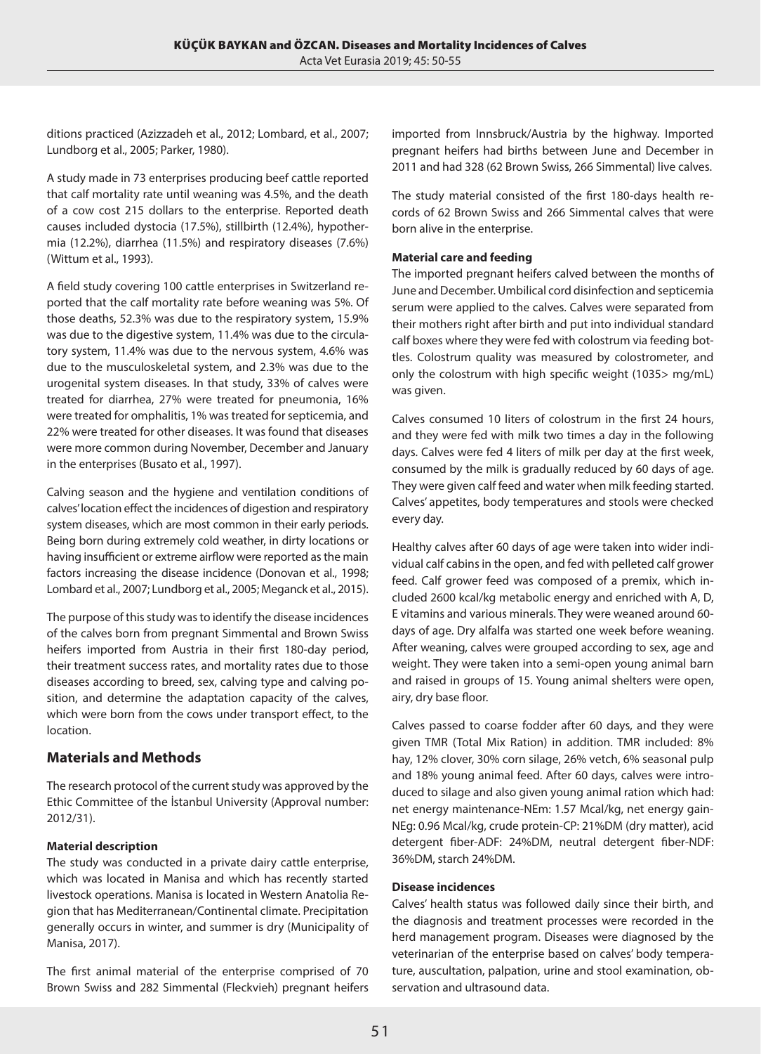ditions practiced (Azizzadeh et al., 2012; Lombard, et al., 2007; Lundborg et al., 2005; Parker, 1980).

A study made in 73 enterprises producing beef cattle reported that calf mortality rate until weaning was 4.5%, and the death of a cow cost 215 dollars to the enterprise. Reported death causes included dystocia (17.5%), stillbirth (12.4%), hypothermia (12.2%), diarrhea (11.5%) and respiratory diseases (7.6%) (Wittum et al., 1993).

A field study covering 100 cattle enterprises in Switzerland reported that the calf mortality rate before weaning was 5%. Of those deaths, 52.3% was due to the respiratory system, 15.9% was due to the digestive system, 11.4% was due to the circulatory system, 11.4% was due to the nervous system, 4.6% was due to the musculoskeletal system, and 2.3% was due to the urogenital system diseases. In that study, 33% of calves were treated for diarrhea, 27% were treated for pneumonia, 16% were treated for omphalitis, 1% was treated for septicemia, and 22% were treated for other diseases. It was found that diseases were more common during November, December and January in the enterprises (Busato et al., 1997).

Calving season and the hygiene and ventilation conditions of calves' location effect the incidences of digestion and respiratory system diseases, which are most common in their early periods. Being born during extremely cold weather, in dirty locations or having insufficient or extreme airflow were reported as the main factors increasing the disease incidence (Donovan et al., 1998; Lombard et al., 2007; Lundborg et al., 2005; Meganck et al., 2015).

The purpose of this study was to identify the disease incidences of the calves born from pregnant Simmental and Brown Swiss heifers imported from Austria in their first 180-day period, their treatment success rates, and mortality rates due to those diseases according to breed, sex, calving type and calving position, and determine the adaptation capacity of the calves, which were born from the cows under transport effect, to the location.

## Materials and Methods

The research protocol of the current study was approved by the Ethic Committee of the İstanbul University (Approval number: 2012/31).

### Material description

The study was conducted in a private dairy cattle enterprise, which was located in Manisa and which has recently started livestock operations. Manisa is located in Western Anatolia Region that has Mediterranean/Continental climate. Precipitation generally occurs in winter, and summer is dry (Municipality of Manisa, 2017).

The first animal material of the enterprise comprised of 70 Brown Swiss and 282 Simmental (Fleckvieh) pregnant heifers imported from Innsbruck/Austria by the highway. Imported pregnant heifers had births between June and December in 2011 and had 328 (62 Brown Swiss, 266 Simmental) live calves.

The study material consisted of the first 180-days health records of 62 Brown Swiss and 266 Simmental calves that were born alive in the enterprise.

### Material care and feeding

The imported pregnant heifers calved between the months of June and December. Umbilical cord disinfection and septicemia serum were applied to the calves. Calves were separated from their mothers right after birth and put into individual standard calf boxes where they were fed with colostrum via feeding bottles. Colostrum quality was measured by colostrometer, and only the colostrum with high specific weight (1035> mg/mL) was given.

Calves consumed 10 liters of colostrum in the first 24 hours, and they were fed with milk two times a day in the following days. Calves were fed 4 liters of milk per day at the first week, consumed by the milk is gradually reduced by 60 days of age. They were given calf feed and water when milk feeding started. Calves' appetites, body temperatures and stools were checked every day.

Healthy calves after 60 days of age were taken into wider individual calf cabins in the open, and fed with pelleted calf grower feed. Calf grower feed was composed of a premix, which included 2600 kcal/kg metabolic energy and enriched with A, D, E vitamins and various minerals. They were weaned around 60-days of age. Dry alfalfa was started one week before weaning. After weaning, calves were grouped according to sex, age and weight. They were taken into a semi-open young animal barn and raised in groups of 15. Young animal shelters were open, airy, dry base floor.

Calves passed to coarse fodder after 60 days, and they were given TMR (Total Mix Ration) in addition. TMR included: 8% hay, 12% clover, 30% corn silage, 26% vetch, 6% seasonal pulp and 18% young animal feed. After 60 days, calves were introduced to silage and also given young animal ration which had: net energy maintenance-NEm: 1.57 Mcal/kg, net energy gain-NEg: 0.96 Mcal/kg, crude protein-CP: 21%DM (dry matter), acid detergent fiber-ADF: 24%DM, neutral detergent fiber-NDF: 36%DM, starch 24%DM.

### Disease incidences

Calves' health status was followed daily since their birth, and the diagnosis and treatment processes were recorded in the herd management program. Diseases were diagnosed by the veterinarian of the enterprise based on calves' body temperature, auscultation, palpation, urine and stool examination, observation and ultrasound data.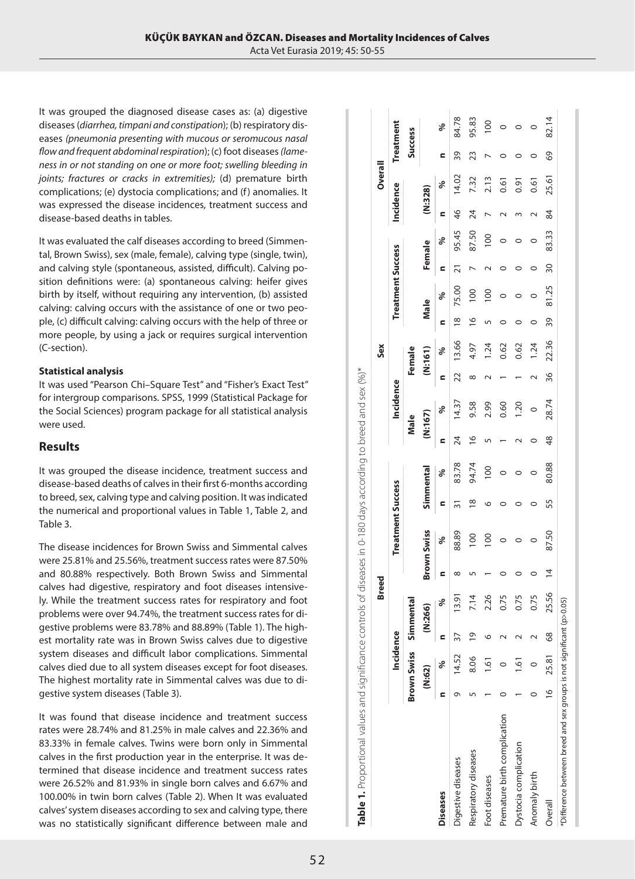It was grouped the diagnosed disease cases as: (a) digestive diseases (*diarrhea, timpani and constipation*); (b) respiratory diseases *(pneumonia presenting with mucous or seromucous nasal flow and frequent abdominal respiration*); (c) foot diseases *(lameness in or not standing on one or more foot; swelling bleeding in joints; fractures or cracks in extremities);* (d) premature birth complications; (e) dystocia complications; and (f) anomalies. It was expressed the disease incidences, treatment success and disease-based deaths in tables.

It was evaluated the calf diseases according to breed (Simmental, Brown Swiss), sex (male, female), calving type (single, twin), and calving style (spontaneous, assisted, difficult). Calving position definitions were: (a) spontaneous calving: heifer gives birth by itself, without requiring any intervention, (b) assisted calving: calving occurs with the assistance of one or two people, (c) difficult calving: calving occurs with the help of three or more people, by using a jack or requires surgical intervention (C-section).

**Statistical analysis**

It was used "Pearson Chi–Square Test" and "Fisher's Exact Test" for intergroup comparisons. SPSS, 1999 (Statistical Package for the Social Sciences) program package for all statistical analysis were used.

## Results

It was grouped the disease incidence, treatment success and disease-based deaths of calves in their first 6-months according to breed, sex, calving type and calving position. It was indicated the numerical and proportional values in Table 1, Table 2, and Table 3.

The disease incidences for Brown Swiss and Simmental calves were 25.81% and 25.56%, treatment success rates were 87.50% and 80.88% respectively. Both Brown Swiss and Simmental calves had digestive, respiratory and foot diseases intensively. While the treatment success rates for respiratory and foot problems were over 94.74%, the treatment success rates for digestive problems were 83.78% and 88.89% (Table 1). The highest mortality rate was in Brown Swiss calves due to digestive system diseases and difficult labor complications. Simmental calves died due to all system diseases except for foot diseases. The highest mortality rate in Simmental calves was due to digestive system diseases (Table 3).

It was found that disease incidence and treatment success rates were 28.74% and 81.25% in male calves and 22.36% and 83.33% in female calves. Twins were born only in Simmental calves in the first production year in the enterprise. It was determined that disease incidence and treatment success rates were 26.52% and 81.93% in single born calves and 6.67% and 100.00% in twin born calves (Table 2). When It was evaluated calves' system diseases according to sex and calving type, there was no statistically significant difference between male and

**Table 1.** Proportional values and significance controls of diseases in 0-180 days according to breed and sex (%)*

| | Breed | | | | | | | | Sex | | | | | | | | Overall | | | |
|---|---|---|---|---|---|---|---|---|---|---|---|---|---|---|---|---|---|---|---|---|
| | Incidence | | | | Treatment Success | | | | Incidence | | | | Treatment Success | | | | Incidence | | Treatment Success | |
| | Brown Swiss (N:62) | | Simmental (N:266) | | Brown Swiss | | Simmental | | Male (N:167) | | Female (N:161) | | Male | | Female | | (N:328) | | | |
| **Diseases** | n | % | n | % | n | % | n | % | n | % | n | % | n | % | n | % | n | % | n | % |
| Digestive diseases | 9 | 14.52 | 37 | 13.91 | 8 | 88.89 | 31 | 83.78 | 24 | 14.37 | 22 | 13.66 | 18 | 75.00 | 21 | 95.45 | 46 | 14.02 | 39 | 84.78 |
| Respiratory diseases | 5 | 8.06 | 19 | 7.14 | 5 | 100 | 18 | 94.74 | 16 | 9.58 | 8 | 4.97 | 16 | 100 | 7 | 87.50 | 24 | 7.32 | 23 | 95.83 |
| Foot diseases | 1 | 1.61 | 6 | 2.26 | 1 | 100 | 6 | 100 | 5 | 2.99 | 2 | 1.24 | 5 | 100 | 2 | 100 | 7 | 2.13 | 7 | 100 |
| Premature birth complication | 0 | 0 | 2 | 0.75 | 0 | 0 | 0 | 0 | 1 | 0.60 | 1 | 0.62 | 0 | 0 | 0 | 0 | 2 | 0.61 | 0 | 0 |
| Dystocia complication | 1 | 1.61 | 2 | 0.75 | 0 | 0 | 0 | 0 | 2 | 1.20 | 1 | 0.62 | 0 | 0 | 0 | 0 | 3 | 0.91 | 0 | 0 |
| Anomaly birth | 0 | 0 | 2 | 0.75 | 0 | 0 | 0 | 0 | 0 | 0 | 2 | 1.24 | 0 | 0 | 0 | 0 | 2 | 0.61 | 0 | 0 |
| Overall | 16 | 25.81 | 68 | 25.56 | 14 | 87.50 | 55 | 80.88 | 48 | 28.74 | 36 | 22.36 | 39 | 81.25 | 30 | 83.33 | 84 | 25.61 | 69 | 82.14 |

*Difference between breed and sex groups is not significant (p>0.05)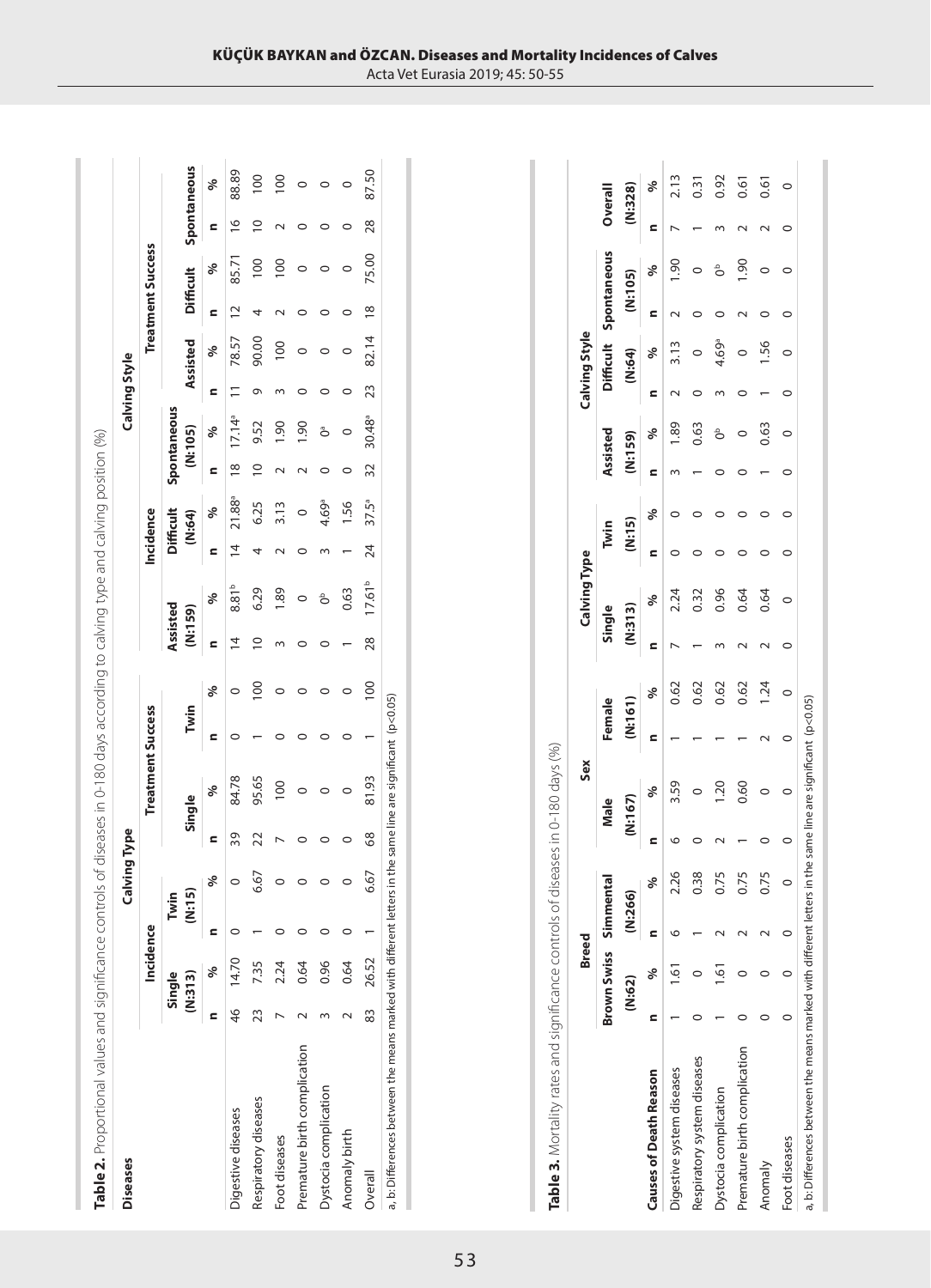**Table 2.** Proportional values and significance controls of diseases in 0-180 days according to calving type and calving position (%)

| Diseases | Calving Type | | | | | | | | Calving Style | | | | | | | | | | | | | | | |
|---|---|---|---|---|---|---|---|---|---|---|---|---|---|---|---|---|---|---|---|---|---|---|---|---|
| | Incidence | | | | Treatment Success | | | | Incidence | | | | | | | | Treatment Success | | | | | | | |
| | Single (N:313) | | Twin (N:15) | | Single | | Twin | | Assisted (N:159) | | Difficult (N:64) | | Spontaneous (N:105) | | | | Assisted | | Difficult | | Spontaneous | | | |
| | n | % | n | % | n | % | n | % | n | % | n | % | n | % | | | n | % | n | % | n | % | | |
| Digestive diseases | 46 | 14.70 | 0 | 0 | 39 | 84.78 | 0 | 0 | 14 | 8.81[b] | 14 | 21.88[a] | 18 | 17.14[a] | | | 11 | 78.57 | 12 | 85.71 | 16 | 88.89 | | |
| Respiratory diseases | 23 | 7.35 | 1 | 6.67 | 22 | 95.65 | 1 | 100 | 10 | 6.29 | 4 | 6.25 | 10 | 9.52 | | | 9 | 90.00 | 4 | 100 | 10 | 100 | | |
| Foot diseases | 7 | 2.24 | 0 | 0 | 7 | 100 | 0 | 0 | 3 | 1.89 | 2 | 3.13 | 2 | 1.90 | | | 3 | 100 | 2 | 100 | 2 | 100 | | |
| Premature birth complication | 2 | 0.64 | 0 | 0 | 0 | 0 | 0 | 0 | 0 | 0 | 0 | 0 | 2 | 1.90 | | | 0 | 0 | 0 | 0 | 0 | 0 | | |
| Dystocia complication | 3 | 0.96 | 0 | 0 | 0 | 0 | 0 | 0 | 0 | 0[b] | 3 | 4.69[a] | 0 | 0[a] | | | 0 | 0 | 0 | 0 | 0 | 0 | | |
| Anomaly birth | 2 | 0.64 | 0 | 0 | 0 | 0 | 0 | 0 | 1 | 0.63 | 1 | 1.56 | 0 | 0 | | | 0 | 0 | 0 | 0 | 0 | 0 | | |
| Overall | 83 | 26.52 | 1 | 6.67 | 68 | 81.93 | 1 | 100 | 28 | 17.61[b] | 24 | 37.5[a] | 32 | 30.48[a] | | | 23 | 82.14 | 18 | 75.00 | 28 | 87.50 | | |

a, b: Differences between the means marked with different letters in the same line are significant (p<0.05)

**Table 3.** Mortality rates and significance controls of diseases in 0-180 days (%)

| Causes of Death Reason | Breed | | | | Sex | | | | Calving Type | | | | Calving Style | | | | | | Overall | |
|---|---|---|---|---|---|---|---|---|---|---|---|---|---|---|---|---|---|---|---|---|
| | Brown Swiss (N:62) | | Simmental (N:266) | | Male (N:167) | | Female (N:161) | | Single (N:313) | | Twin (N:15) | | Assisted (N:159) | | Difficult (N:64) | | Spontaneous (N:105) | | (N:328) | |
| | n | % | n | % | n | % | n | % | n | % | n | % | n | % | n | % | n | % | n | % |
| Digestive system diseases | 1 | 1.61 | 6 | 2.26 | 6 | 3.59 | 1 | 0.62 | 7 | 2.24 | 0 | 0 | 3 | 1.89 | 2 | 3.13 | 2 | 1.90 | 7 | 2.13 |
| Respiratory system diseases | 0 | 0 | 1 | 0.38 | 0 | 0 | 1 | 0.62 | 1 | 0.32 | 0 | 0 | 1 | 0.63 | 0 | 0 | 0 | 0 | 1 | 0.31 |
| Dystocia complication | 1 | 1.61 | 2 | 0.75 | 2 | 1.20 | 1 | 0.62 | 3 | 0.96 | 0 | 0 | 0 | 0[b] | 3 | 4.69[a] | 0 | 0[b] | 3 | 0.92 |
| Premature birth complication | 0 | 0 | 2 | 0.75 | 1 | 0.60 | 1 | 0.62 | 2 | 0.64 | 0 | 0 | 0 | 0 | 0 | 0 | 2 | 1.90 | 2 | 0.61 |
| Anomaly | 0 | 0 | 2 | 0.75 | 0 | 0 | 2 | 1.24 | 2 | 0.64 | 0 | 0 | 1 | 0.63 | 1 | 1.56 | 0 | 0 | 2 | 0.61 |
| Foot diseases | 0 | 0 | 0 | 0 | 0 | 0 | 0 | 0 | 0 | 0 | 0 | 0 | 0 | 0 | 0 | 0 | 0 | 0 | 0 | 0 |

a, b: Differences between the means marked with different letters in the same line are significant (p<0.05)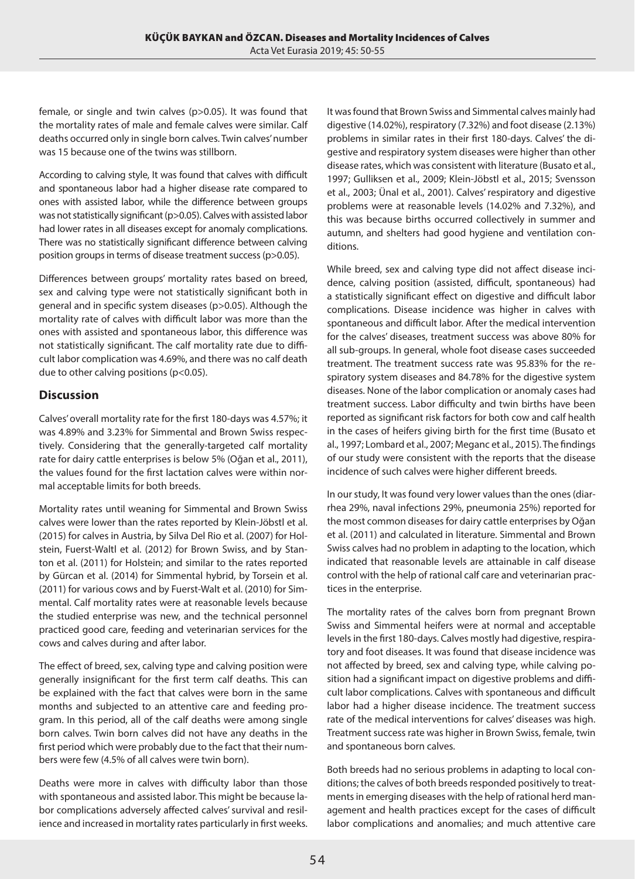female, or single and twin calves ($p>0.05$). It was found that the mortality rates of male and female calves were similar. Calf deaths occurred only in single born calves. Twin calves' number was 15 because one of the twins was stillborn.

According to calving style, It was found that calves with difficult and spontaneous labor had a higher disease rate compared to ones with assisted labor, while the difference between groups was not statistically significant ($p>0.05$). Calves with assisted labor had lower rates in all diseases except for anomaly complications. There was no statistically significant difference between calving position groups in terms of disease treatment success ($p>0.05$).

Differences between groups' mortality rates based on breed, sex and calving type were not statistically significant both in general and in specific system diseases ($p>0.05$). Although the mortality rate of calves with difficult labor was more than the ones with assisted and spontaneous labor, this difference was not statistically significant. The calf mortality rate due to difficult labor complication was 4.69%, and there was no calf death due to other calving positions ($p<0.05$).

## Discussion

Calves' overall mortality rate for the first 180-days was 4.57%; it was 4.89% and 3.23% for Simmental and Brown Swiss respectively. Considering that the generally-targeted calf mortality rate for dairy cattle enterprises is below 5% (Oğan et al., 2011), the values found for the first lactation calves were within normal acceptable limits for both breeds.

Mortality rates until weaning for Simmental and Brown Swiss calves were lower than the rates reported by Klein-Jöbstl et al. (2015) for calves in Austria, by Silva Del Rio et al. (2007) for Holstein, Fuerst-Waltl et al. (2012) for Brown Swiss, and by Stanton et al. (2011) for Holstein; and similar to the rates reported by Gürcan et al. (2014) for Simmental hybrid, by Torsein et al. (2011) for various cows and by Fuerst-Walt et al. (2010) for Simmental. Calf mortality rates were at reasonable levels because the studied enterprise was new, and the technical personnel practiced good care, feeding and veterinarian services for the cows and calves during and after labor.

The effect of breed, sex, calving type and calving position were generally insignificant for the first term calf deaths. This can be explained with the fact that calves were born in the same months and subjected to an attentive care and feeding program. In this period, all of the calf deaths were among single born calves. Twin born calves did not have any deaths in the first period which were probably due to the fact that their numbers were few (4.5% of all calves were twin born).

Deaths were more in calves with difficulty labor than those with spontaneous and assisted labor. This might be because labor complications adversely affected calves' survival and resilience and increased in mortality rates particularly in first weeks.

It was found that Brown Swiss and Simmental calves mainly had digestive (14.02%), respiratory (7.32%) and foot disease (2.13%) problems in similar rates in their first 180-days. Calves' the digestive and respiratory system diseases were higher than other disease rates, which was consistent with literature (Busato et al., 1997; Gulliksen et al., 2009; Klein-Jöbstl et al., 2015; Svensson et al., 2003; Ünal et al., 2001). Calves' respiratory and digestive problems were at reasonable levels (14.02% and 7.32%), and this was because births occurred collectively in summer and autumn, and shelters had good hygiene and ventilation conditions.

While breed, sex and calving type did not affect disease incidence, calving position (assisted, difficult, spontaneous) had a statistically significant effect on digestive and difficult labor complications. Disease incidence was higher in calves with spontaneous and difficult labor. After the medical intervention for the calves' diseases, treatment success was above 80% for all sub-groups. In general, whole foot disease cases succeeded treatment. The treatment success rate was 95.83% for the respiratory system diseases and 84.78% for the digestive system diseases. None of the labor complication or anomaly cases had treatment success. Labor difficulty and twin births have been reported as significant risk factors for both cow and calf health in the cases of heifers giving birth for the first time (Busato et al., 1997; Lombard et al., 2007; Meganc et al., 2015). The findings of our study were consistent with the reports that the disease incidence of such calves were higher different breeds.

In our study, It was found very lower values than the ones (diarrhea 29%, naval infections 29%, pneumonia 25%) reported for the most common diseases for dairy cattle enterprises by Oğan et al. (2011) and calculated in literature. Simmental and Brown Swiss calves had no problem in adapting to the location, which indicated that reasonable levels are attainable in calf disease control with the help of rational calf care and veterinarian practices in the enterprise.

The mortality rates of the calves born from pregnant Brown Swiss and Simmental heifers were at normal and acceptable levels in the first 180-days. Calves mostly had digestive, respiratory and foot diseases. It was found that disease incidence was not affected by breed, sex and calving type, while calving position had a significant impact on digestive problems and difficult labor complications. Calves with spontaneous and difficult labor had a higher disease incidence. The treatment success rate of the medical interventions for calves' diseases was high. Treatment success rate was higher in Brown Swiss, female, twin and spontaneous born calves.

Both breeds had no serious problems in adapting to local conditions; the calves of both breeds responded positively to treatments in emerging diseases with the help of rational herd management and health practices except for the cases of difficult labor complications and anomalies; and much attentive care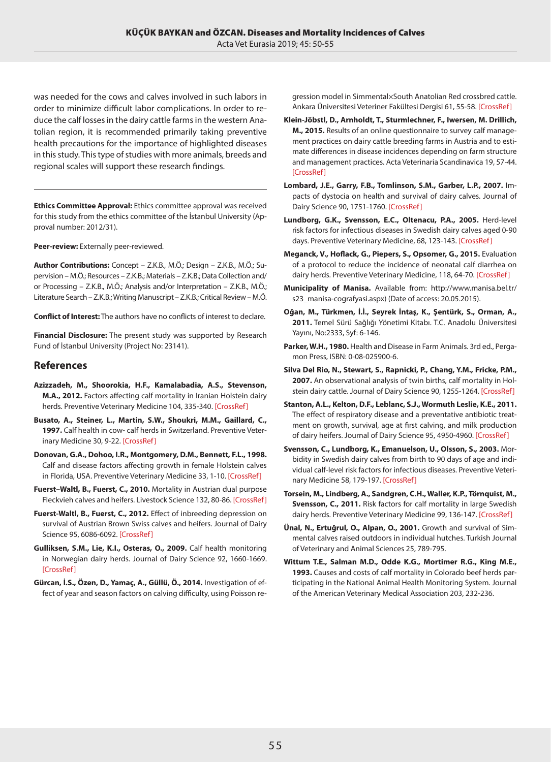was needed for the cows and calves involved in such labors in order to minimize difficult labor complications. In order to reduce the calf losses in the dairy cattle farms in the western Anatolian region, it is recommended primarily taking preventive health precautions for the importance of highlighted diseases in this study. This type of studies with more animals, breeds and regional scales will support these research findings.

---

**Ethics Committee Approval:** Ethics committee approval was received for this study from the ethics committee of the İstanbul University (Approval number: 2012/31).

**Peer-review:** Externally peer-reviewed.

**Author Contributions:** Concept – Z.K.B., M.Ö.; Design – Z.K.B., M.Ö.; Supervision – M.Ö.; Resources – Z.K.B.; Materials – Z.K.B.; Data Collection and/or Processing – Z.K.B., M.Ö.; Analysis and/or Interpretation – Z.K.B., M.Ö.; Literature Search – Z.K.B.; Writing Manuscript – Z.K.B.; Critical Review – M.Ö.

**Conflict of Interest:** The authors have no conflicts of interest to declare.

**Financial Disclosure:** The present study was supported by Research Fund of İstanbul University (Project No: 23141).

## References

**Azizzadeh, M., Shoorokia, H.F., Kamalabadia, A.S., Stevenson, M.A., 2012.** Factors affecting calf mortality in Iranian Holstein dairy herds. Preventive Veterinary Medicine 104, 335-340. [CrossRef]

**Busato, A., Steiner, L., Martin, S.W., Shoukri, M.M., Gaillard, C., 1997.** Calf health in cow- calf herds in Switzerland. Preventive Veterinary Medicine 30, 9-22. [CrossRef]

**Donovan, G.A., Dohoo, I.R., Montgomery, D.M., Bennett, F.L., 1998.** Calf and disease factors affecting growth in female Holstein calves in Florida, USA. Preventive Veterinary Medicine 33, 1-10. [CrossRef]

**Fuerst–Waltl, B., Fuerst, C., 2010.** Mortality in Austrian dual purpose Fleckvieh calves and heifers. Livestock Science 132, 80-86. [CrossRef]

**Fuerst-Waltl, B., Fuerst, C., 2012.** Effect of inbreeding depression on survival of Austrian Brown Swiss calves and heifers. Journal of Dairy Science 95, 6086-6092. [CrossRef]

**Gulliksen, S.M., Lie, K.I., Osteras, O., 2009.** Calf health monitoring in Norwegian dairy herds. Journal of Dairy Science 92, 1660-1669. [CrossRef]

**Gürcan, İ.S., Özen, D., Yamaç, A., Güllü, Ö., 2014.** Investigation of effect of year and season factors on calving difficulty, using Poisson regression model in Simmental×South Anatolian Red crossbred cattle. Ankara Üniversitesi Veteriner Fakültesi Dergisi 61, 55-58. [CrossRef]

**Klein-Jöbstl, D., Arnholdt, T., Sturmlechner, F., Iwersen, M. Drillich, M., 2015.** Results of an online questionnaire to survey calf management practices on dairy cattle breeding farms in Austria and to estimate differences in disease incidences depending on farm structure and management practices. Acta Veterinaria Scandinavica 19, 57-44. [CrossRef]

**Lombard, J.E., Garry, F.B., Tomlinson, S.M., Garber, L.P., 2007.** Impacts of dystocia on health and survival of dairy calves. Journal of Dairy Science 90, 1751-1760. [CrossRef]

**Lundborg, G.K., Svensson, E.C., Oltenacu, P.A., 2005.** Herd-level risk factors for infectious diseases in Swedish dairy calves aged 0-90 days. Preventive Veterinary Medicine, 68, 123-143. [CrossRef]

**Meganck, V., Hoflack, G., Piepers, S., Opsomer, G., 2015.** Evaluation of a protocol to reduce the incidence of neonatal calf diarrhea on dairy herds. Preventive Veterinary Medicine, 118, 64-70. [CrossRef]

**Municipality of Manisa.** Available from: http://www.manisa.bel.tr/s23_manisa-cografyasi.aspx) (Date of access: 20.05.2015).

**Oğan, M., Türkmen, İ.İ., Seyrek İntaş, K., Şentürk, S., Orman, A., 2011.** Temel Sürü Sağlığı Yönetimi Kitabı. T.C. Anadolu Üniversitesi Yayını, No:2333, Syf: 6-146.

**Parker, W.H., 1980.** Health and Disease in Farm Animals. 3rd ed., Pergamon Press, ISBN: 0-08-025900-6.

**Silva Del Rio, N., Stewart, S., Rapnicki, P., Chang, Y.M., Fricke, P.M., 2007.** An observational analysis of twin births, calf mortality in Holstein dairy cattle. Journal of Dairy Science 90, 1255-1264. [CrossRef]

**Stanton, A.L., Kelton, D.F., Leblanc, S.J., Wormuth Leslie, K.E., 2011.** The effect of respiratory disease and a preventative antibiotic treatment on growth, survival, age at first calving, and milk production of dairy heifers. Journal of Dairy Science 95, 4950-4960. [CrossRef]

**Svensson, C., Lundborg, K., Emanuelson, U., Olsson, S., 2003.** Morbidity in Swedish dairy calves from birth to 90 days of age and individual calf-level risk factors for infectious diseases. Preventive Veterinary Medicine 58, 179-197. [CrossRef]

**Torsein, M., Lindberg, A., Sandgren, C.H., Waller, K.P., Törnquist, M., Svensson, C., 2011.** Risk factors for calf mortality in large Swedish dairy herds. Preventive Veterinary Medicine 99, 136-147. [CrossRef]

**Ünal, N., Ertuğrul, O., Alpan, O., 2001.** Growth and survival of Simmental calves raised outdoors in individual hutches. Turkish Journal of Veterinary and Animal Sciences 25, 789-795.

**Wittum T.E., Salman M.D., Odde K.G., Mortimer R.G., King M.E., 1993.** Causes and costs of calf mortality in Colorado beef herds participating in the National Animal Health Monitoring System. Journal of the American Veterinary Medical Association 203, 232-236.